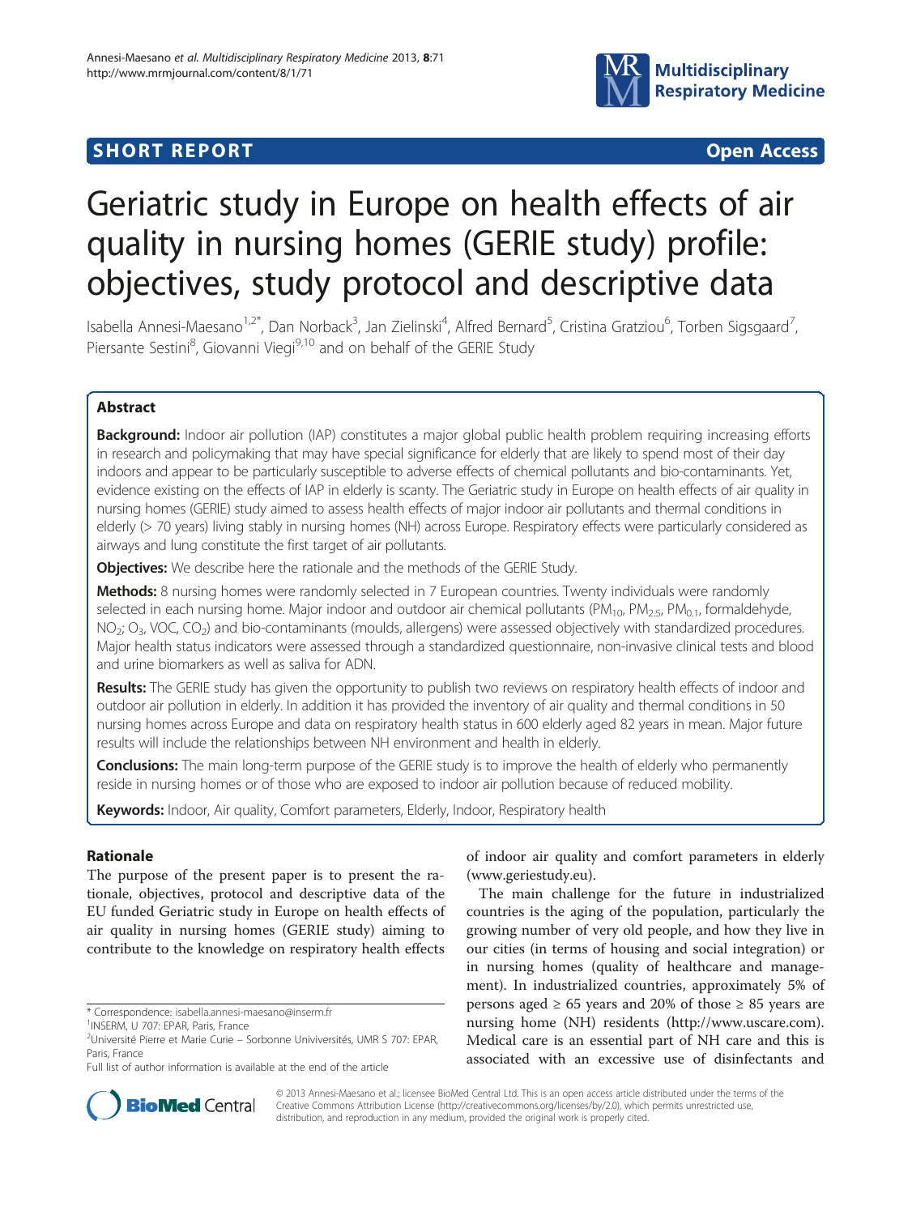**SHORT REPORT** **Open Access**

# Geriatric study in Europe on health effects of air quality in nursing homes (GERIE study) profile: objectives, study protocol and descriptive data

Isabella Annesi-Maesano[1,2*], Dan Norback[3], Jan Zielinski[4], Alfred Bernard[5], Cristina Gratziou[6], Torben Sigsgaard[7], Piersante Sestini[8], Giovanni Viegi[9,10] and on behalf of the GERIE Study

## Abstract

**Background:** Indoor air pollution (IAP) constitutes a major global public health problem requiring increasing efforts in research and policymaking that may have special significance for elderly that are likely to spend most of their day indoors and appear to be particularly susceptible to adverse effects of chemical pollutants and bio-contaminants. Yet, evidence existing on the effects of IAP in elderly is scanty. The Geriatric study in Europe on health effects of air quality in nursing homes (GERIE) study aimed to assess health effects of major indoor air pollutants and thermal conditions in elderly (> 70 years) living stably in nursing homes (NH) across Europe. Respiratory effects were particularly considered as airways and lung constitute the first target of air pollutants.

**Objectives:** We describe here the rationale and the methods of the GERIE Study.

**Methods:** 8 nursing homes were randomly selected in 7 European countries. Twenty individuals were randomly selected in each nursing home. Major indoor and outdoor air chemical pollutants ($PM_{10}$, $PM_{2.5}$, $PM_{0.1}$, formaldehyde, $NO_2$; $O_3$, VOC, $CO_2$) and bio-contaminants (moulds, allergens) were assessed objectively with standardized procedures. Major health status indicators were assessed through a standardized questionnaire, non-invasive clinical tests and blood and urine biomarkers as well as saliva for ADN.

**Results:** The GERIE study has given the opportunity to publish two reviews on respiratory health effects of indoor and outdoor air pollution in elderly. In addition it has provided the inventory of air quality and thermal conditions in 50 nursing homes across Europe and data on respiratory health status in 600 elderly aged 82 years in mean. Major future results will include the relationships between NH environment and health in elderly.

**Conclusions:** The main long-term purpose of the GERIE study is to improve the health of elderly who permanently reside in nursing homes or of those who are exposed to indoor air pollution because of reduced mobility.

**Keywords:** Indoor, Air quality, Comfort parameters, Elderly, Indoor, Respiratory health

## Rationale

The purpose of the present paper is to present the rationale, objectives, protocol and descriptive data of the EU funded Geriatric study in Europe on health effects of air quality in nursing homes (GERIE study) aiming to contribute to the knowledge on respiratory health effects of indoor air quality and comfort parameters in elderly (www.geriestudy.eu).

The main challenge for the future in industrialized countries is the aging of the population, particularly the growing number of very old people, and how they live in our cities (in terms of housing and social integration) or in nursing homes (quality of healthcare and management). In industrialized countries, approximately 5% of persons aged ≥ 65 years and 20% of those ≥ 85 years are nursing home (NH) residents (http://www.uscare.com). Medical care is an essential part of NH care and this is associated with an excessive use of disinfectants and

\* Correspondence: isabella.annesi-maesano@inserm.fr
[1]INSERM, U 707: EPAR, Paris, France
[2]Université Pierre et Marie Curie – Sorbonne Univiversités, UMR S 707: EPAR, Paris, France
Full list of author information is available at the end of the article

© 2013 Annesi-Maesano et al.; licensee BioMed Central Ltd. This is an open access article distributed under the terms of the Creative Commons Attribution License (http://creativecommons.org/licenses/by/2.0), which permits unrestricted use, distribution, and reproduction in any medium, provided the original work is properly cited.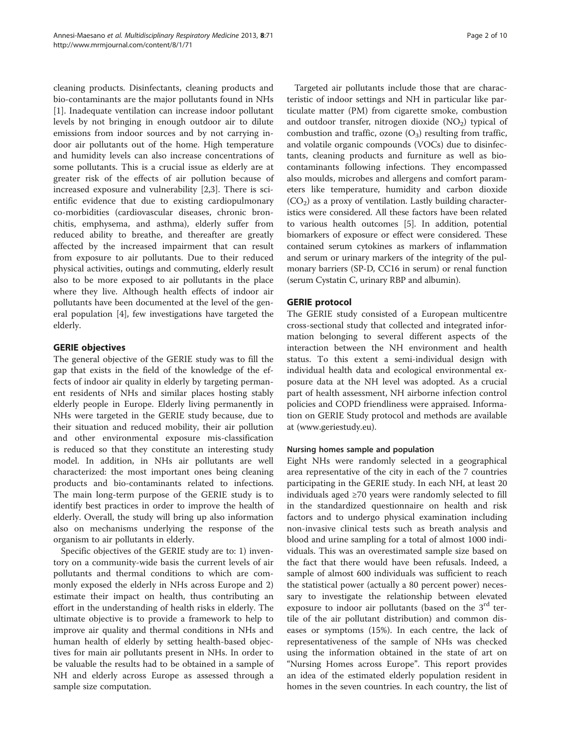cleaning products. Disinfectants, cleaning products and bio-contaminants are the major pollutants found in NHs [1]. Inadequate ventilation can increase indoor pollutant levels by not bringing in enough outdoor air to dilute emissions from indoor sources and by not carrying indoor air pollutants out of the home. High temperature and humidity levels can also increase concentrations of some pollutants. This is a crucial issue as elderly are at greater risk of the effects of air pollution because of increased exposure and vulnerability [2,3]. There is scientific evidence that due to existing cardiopulmonary co-morbidities (cardiovascular diseases, chronic bronchitis, emphysema, and asthma), elderly suffer from reduced ability to breathe, and thereafter are greatly affected by the increased impairment that can result from exposure to air pollutants. Due to their reduced physical activities, outings and commuting, elderly result also to be more exposed to air pollutants in the place where they live. Although health effects of indoor air pollutants have been documented at the level of the general population [4], few investigations have targeted the elderly.

## GERIE objectives

The general objective of the GERIE study was to fill the gap that exists in the field of the knowledge of the effects of indoor air quality in elderly by targeting permanent residents of NHs and similar places hosting stably elderly people in Europe. Elderly living permanently in NHs were targeted in the GERIE study because, due to their situation and reduced mobility, their air pollution and other environmental exposure mis-classification is reduced so that they constitute an interesting study model. In addition, in NHs air pollutants are well characterized: the most important ones being cleaning products and bio-contaminants related to infections. The main long-term purpose of the GERIE study is to identify best practices in order to improve the health of elderly. Overall, the study will bring up also information also on mechanisms underlying the response of the organism to air pollutants in elderly.

Specific objectives of the GERIE study are to: 1) inventory on a community-wide basis the current levels of air pollutants and thermal conditions to which are commonly exposed the elderly in NHs across Europe and 2) estimate their impact on health, thus contributing an effort in the understanding of health risks in elderly. The ultimate objective is to provide a framework to help to improve air quality and thermal conditions in NHs and human health of elderly by setting health-based objectives for main air pollutants present in NHs. In order to be valuable the results had to be obtained in a sample of NH and elderly across Europe as assessed through a sample size computation.

Targeted air pollutants include those that are characteristic of indoor settings and NH in particular like particulate matter (PM) from cigarette smoke, combustion and outdoor transfer, nitrogen dioxide ($NO_2$) typical of combustion and traffic, ozone ($O_3$) resulting from traffic, and volatile organic compounds (VOCs) due to disinfectants, cleaning products and furniture as well as bio-contaminants following infections. They encompassed also moulds, microbes and allergens and comfort parameters like temperature, humidity and carbon dioxide ($CO_2$) as a proxy of ventilation. Lastly building characteristics were considered. All these factors have been related to various health outcomes [5]. In addition, potential biomarkers of exposure or effect were considered. These contained serum cytokines as markers of inflammation and serum or urinary markers of the integrity of the pulmonary barriers (SP-D, CC16 in serum) or renal function (serum Cystatin C, urinary RBP and albumin).

## GERIE protocol

The GERIE study consisted of a European multicentre cross-sectional study that collected and integrated information belonging to several different aspects of the interaction between the NH environment and health status. To this extent a semi-individual design with individual health data and ecological environmental exposure data at the NH level was adopted. As a crucial part of health assessment, NH airborne infection control policies and COPD friendliness were appraised. Information on GERIE Study protocol and methods are available at (www.geriestudy.eu).

### Nursing homes sample and population

Eight NHs were randomly selected in a geographical area representative of the city in each of the 7 countries participating in the GERIE study. In each NH, at least 20 individuals aged ≥70 years were randomly selected to fill in the standardized questionnaire on health and risk factors and to undergo physical examination including non-invasive clinical tests such as breath analysis and blood and urine sampling for a total of almost 1000 individuals. This was an overestimated sample size based on the fact that there would have been refusals. Indeed, a sample of almost 600 individuals was sufficient to reach the statistical power (actually a 80 percent power) necessary to investigate the relationship between elevated exposure to indoor air pollutants (based on the 3rd tertile of the air pollutant distribution) and common diseases or symptoms (15%). In each centre, the lack of representativeness of the sample of NHs was checked using the information obtained in the state of art on "Nursing Homes across Europe". This report provides an idea of the estimated elderly population resident in homes in the seven countries. In each country, the list of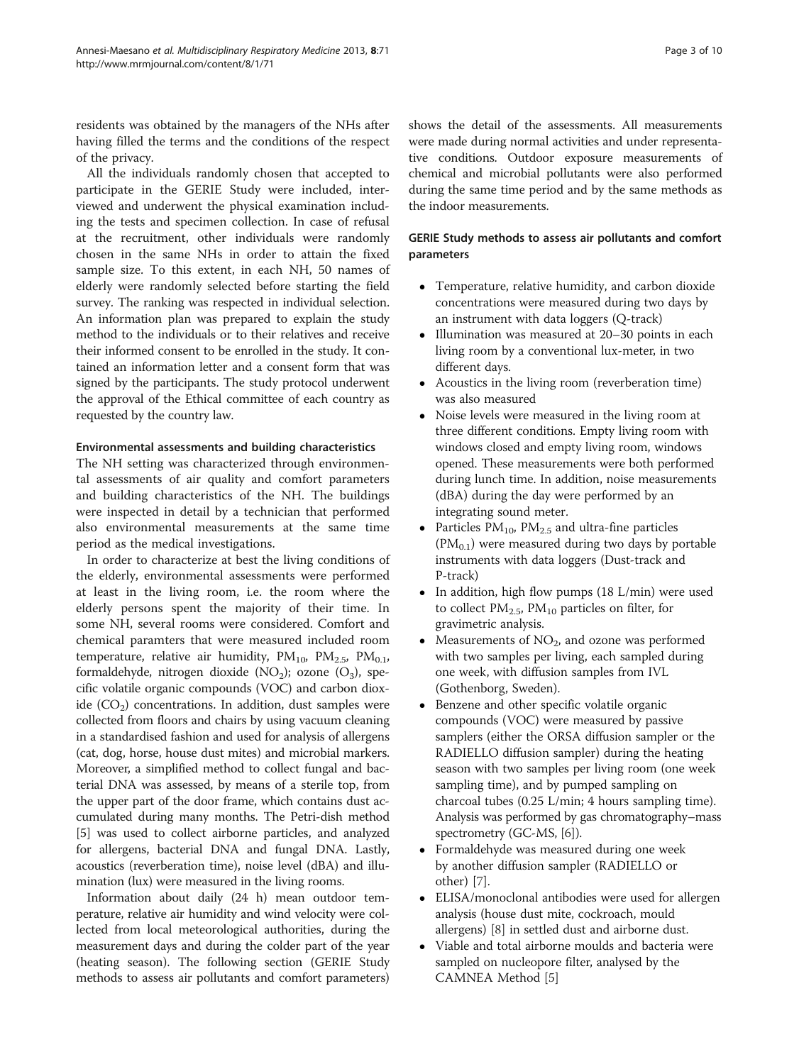residents was obtained by the managers of the NHs after having filled the terms and the conditions of the respect of the privacy.

All the individuals randomly chosen that accepted to participate in the GERIE Study were included, interviewed and underwent the physical examination including the tests and specimen collection. In case of refusal at the recruitment, other individuals were randomly chosen in the same NHs in order to attain the fixed sample size. To this extent, in each NH, 50 names of elderly were randomly selected before starting the field survey. The ranking was respected in individual selection. An information plan was prepared to explain the study method to the individuals or to their relatives and receive their informed consent to be enrolled in the study. It contained an information letter and a consent form that was signed by the participants. The study protocol underwent the approval of the Ethical committee of each country as requested by the country law.

### Environmental assessments and building characteristics

The NH setting was characterized through environmental assessments of air quality and comfort parameters and building characteristics of the NH. The buildings were inspected in detail by a technician that performed also environmental measurements at the same time period as the medical investigations.

In order to characterize at best the living conditions of the elderly, environmental assessments were performed at least in the living room, i.e. the room where the elderly persons spent the majority of their time. In some NH, several rooms were considered. Comfort and chemical paramters that were measured included room temperature, relative air humidity, $PM_{10}$, $PM_{2.5}$, $PM_{0.1}$, formaldehyde, nitrogen dioxide ($NO_2$); ozone ($O_3$), specific volatile organic compounds (VOC) and carbon dioxide ($CO_2$) concentrations. In addition, dust samples were collected from floors and chairs by using vacuum cleaning in a standardised fashion and used for analysis of allergens (cat, dog, horse, house dust mites) and microbial markers. Moreover, a simplified method to collect fungal and bacterial DNA was assessed, by means of a sterile top, from the upper part of the door frame, which contains dust accumulated during many months. The Petri-dish method [5] was used to collect airborne particles, and analyzed for allergens, bacterial DNA and fungal DNA. Lastly, acoustics (reverberation time), noise level (dBA) and illumination (lux) were measured in the living rooms.

Information about daily (24 h) mean outdoor temperature, relative air humidity and wind velocity were collected from local meteorological authorities, during the measurement days and during the colder part of the year (heating season). The following section (GERIE Study methods to assess air pollutants and comfort parameters) shows the detail of the assessments. All measurements were made during normal activities and under representative conditions. Outdoor exposure measurements of chemical and microbial pollutants were also performed during the same time period and by the same methods as the indoor measurements.

### GERIE Study methods to assess air pollutants and comfort parameters

- Temperature, relative humidity, and carbon dioxide concentrations were measured during two days by an instrument with data loggers (Q-track)
- Illumination was measured at 20–30 points in each living room by a conventional lux-meter, in two different days.
- Acoustics in the living room (reverberation time) was also measured
- Noise levels were measured in the living room at three different conditions. Empty living room with windows closed and empty living room, windows opened. These measurements were both performed during lunch time. In addition, noise measurements (dBA) during the day were performed by an integrating sound meter.
- Particles $PM_{10}$, $PM_{2.5}$ and ultra-fine particles ($PM_{0.1}$) were measured during two days by portable instruments with data loggers (Dust-track and P-track)
- In addition, high flow pumps (18 L/min) were used to collect $PM_{2.5}$, $PM_{10}$ particles on filter, for gravimetric analysis.
- Measurements of $NO_2$, and ozone was performed with two samples per living, each sampled during one week, with diffusion samples from IVL (Gothenborg, Sweden).
- Benzene and other specific volatile organic compounds (VOC) were measured by passive samplers (either the ORSA diffusion sampler or the RADIELLO diffusion sampler) during the heating season with two samples per living room (one week sampling time), and by pumped sampling on charcoal tubes (0.25 L/min; 4 hours sampling time). Analysis was performed by gas chromatography–mass spectrometry (GC-MS, [6]).
- Formaldehyde was measured during one week by another diffusion sampler (RADIELLO or other) [7].
- ELISA/monoclonal antibodies were used for allergen analysis (house dust mite, cockroach, mould allergens) [8] in settled dust and airborne dust.
- Viable and total airborne moulds and bacteria were sampled on nucleopore filter, analysed by the CAMNEA Method [5]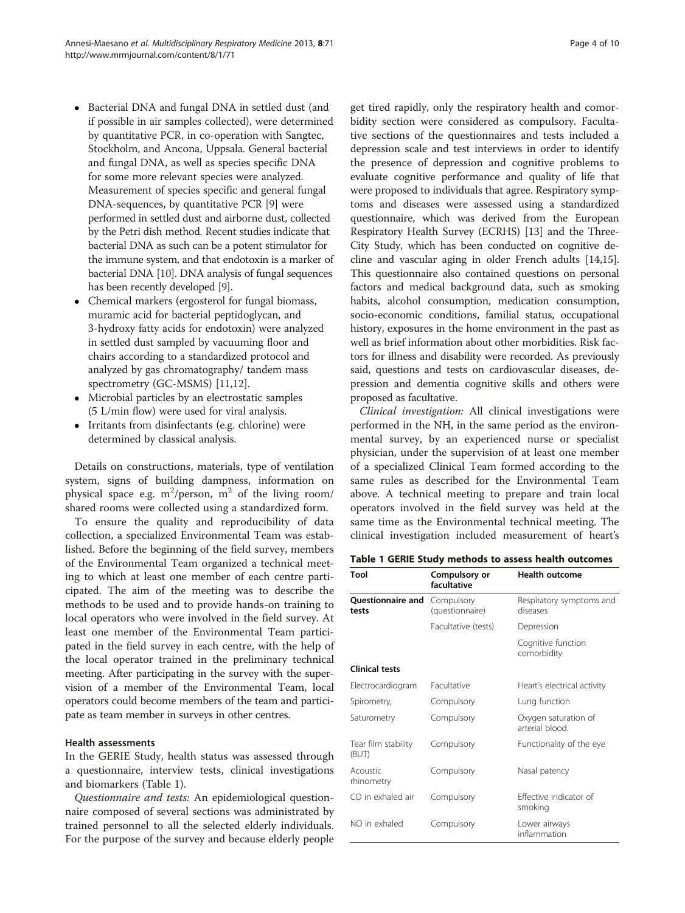- Bacterial DNA and fungal DNA in settled dust (and if possible in air samples collected), were determined by quantitative PCR, in co-operation with Sangtec, Stockholm, and Ancona, Uppsala. General bacterial and fungal DNA, as well as species specific DNA for some more relevant species were analyzed. Measurement of species specific and general fungal DNA-sequences, by quantitative PCR [9] were performed in settled dust and airborne dust, collected by the Petri dish method. Recent studies indicate that bacterial DNA as such can be a potent stimulator for the immune system, and that endotoxin is a marker of bacterial DNA [10]. DNA analysis of fungal sequences has been recently developed [9].
- Chemical markers (ergosterol for fungal biomass, muramic acid for bacterial peptidoglycan, and 3-hydroxy fatty acids for endotoxin) were analyzed in settled dust sampled by vacuuming floor and chairs according to a standardized protocol and analyzed by gas chromatography/ tandem mass spectrometry (GC-MSMS) [11,12].
- Microbial particles by an electrostatic samples (5 L/min flow) were used for viral analysis.
- Irritants from disinfectants (e.g. chlorine) were determined by classical analysis.

Details on constructions, materials, type of ventilation system, signs of building dampness, information on physical space e.g. $m^2$/person, $m^2$ of the living room/ shared rooms were collected using a standardized form.

To ensure the quality and reproducibility of data collection, a specialized Environmental Team was established. Before the beginning of the field survey, members of the Environmental Team organized a technical meeting to which at least one member of each centre participated. The aim of the meeting was to describe the methods to be used and to provide hands-on training to local operators who were involved in the field survey. At least one member of the Environmental Team participated in the field survey in each centre, with the help of the local operator trained in the preliminary technical meeting. After participating in the survey with the supervision of a member of the Environmental Team, local operators could become members of the team and participate as team member in surveys in other centres.

### Health assessments

In the GERIE Study, health status was assessed through a questionnaire, interview tests, clinical investigations and biomarkers (Table 1).

*Questionnaire and tests:* An epidemiological questionnaire composed of several sections was administrated by trained personnel to all the selected elderly individuals. For the purpose of the survey and because elderly people get tired rapidly, only the respiratory health and comorbidity section were considered as compulsory. Facultative sections of the questionnaires and tests included a depression scale and test interviews in order to identify the presence of depression and cognitive problems to evaluate cognitive performance and quality of life that were proposed to individuals that agree. Respiratory symptoms and diseases were assessed using a standardized questionnaire, which was derived from the European Respiratory Health Survey (ECRHS) [13] and the Three-City Study, which has been conducted on cognitive decline and vascular aging in older French adults [14,15]. This questionnaire also contained questions on personal factors and medical background data, such as smoking habits, alcohol consumption, medication consumption, socio-economic conditions, familial status, occupational history, exposures in the home environment in the past as well as brief information about other morbidities. Risk factors for illness and disability were recorded. As previously said, questions and tests on cardiovascular diseases, depression and dementia cognitive skills and others were proposed as facultative.

*Clinical investigation:* All clinical investigations were performed in the NH, in the same period as the environmental survey, by an experienced nurse or specialist physician, under the supervision of at least one member of a specialized Clinical Team formed according to the same rules as described for the Environmental Team above. A technical meeting to prepare and train local operators involved in the field survey was held at the same time as the Environmental technical meeting. The clinical investigation included measurement of heart's

**Table 1 GERIE Study methods to assess health outcomes**

| Tool | Compulsory or facultative | Health outcome |
|---|---|---|
| **Questionnaire and tests** | Compulsory (questionnaire) | Respiratory symptoms and diseases |
| | Facultative (tests) | Depression |
| | | Cognitive function comorbidity |
| **Clinical tests** | | |
| Electrocardiogram | Facultative | Heart's electrical activity |
| Spirometry, | Compulsory | Lung function |
| Saturometry | Compulsory | Oxygen saturation of arterial blood. |
| Tear film stability (BUT) | Compulsory | Functionality of the eye |
| Acoustic rhinometry | Compulsory | Nasal patency |
| CO in exhaled air | Compulsory | Effective indicator of smoking |
| NO in exhaled | Compulsory | Lower airways inflammation |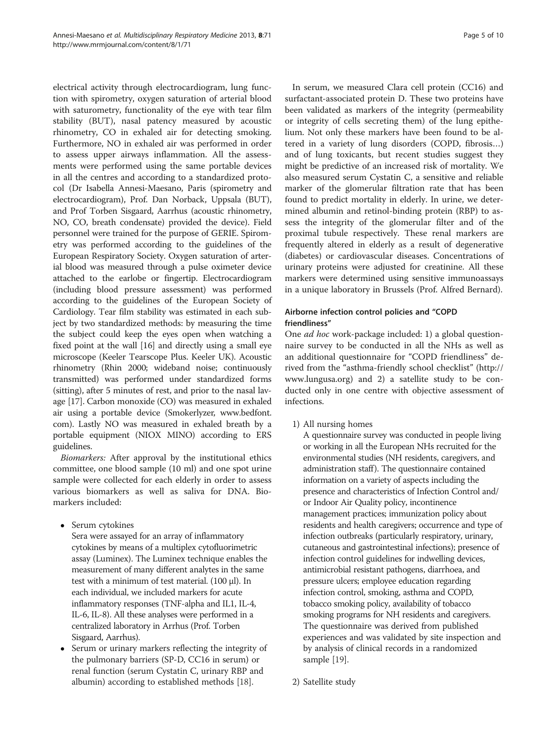electrical activity through electrocardiogram, lung function with spirometry, oxygen saturation of arterial blood with saturometry, functionality of the eye with tear film stability (BUT), nasal patency measured by acoustic rhinometry, CO in exhaled air for detecting smoking. Furthermore, NO in exhaled air was performed in order to assess upper airways inflammation. All the assessments were performed using the same portable devices in all the centres and according to a standardized protocol (Dr Isabella Annesi-Maesano, Paris (spirometry and electrocardiogram), Prof. Dan Norback, Uppsala (BUT), and Prof Torben Sisgaard, Aarhus (acoustic rhinometry, NO, CO, breath condensate) provided the device). Field personnel were trained for the purpose of GERIE. Spirometry was performed according to the guidelines of the European Respiratory Society. Oxygen saturation of arterial blood was measured through a pulse oximeter device attached to the earlobe or fingertip. Electrocardiogram (including blood pressure assessment) was performed according to the guidelines of the European Society of Cardiology. Tear film stability was estimated in each subject by two standardized methods: by measuring the time the subject could keep the eyes open when watching a fixed point at the wall [16] and directly using a small eye microscope (Keeler Tearscope Plus. Keeler UK). Acoustic rhinometry (Rhin 2000; wideband noise; continuously transmitted) was performed under standardized forms (sitting), after 5 minutes of rest, and prior to the nasal lavage [17]. Carbon monoxide (CO) was measured in exhaled air using a portable device (Smokerlyzer, www.bedfont.com). Lastly NO was measured in exhaled breath by a portable equipment (NIOX MINO) according to ERS guidelines.

*Biomarkers:* After approval by the institutional ethics committee, one blood sample (10 ml) and one spot urine sample were collected for each elderly in order to assess various biomarkers as well as saliva for DNA. Biomarkers included:

- Serum cytokines

  Sera were assayed for an array of inflammatory cytokines by means of a multiplex cytofluorimetric assay (Luminex). The Luminex technique enables the measurement of many different analytes in the same test with a minimum of test material. (100 μl). In each individual, we included markers for acute inflammatory responses (TNF-alpha and IL1, IL-4, IL-6, IL-8). All these analyses were performed in a centralized laboratory in Arrhus (Prof. Torben Sisgaard, Aarhus).
- Serum or urinary markers reflecting the integrity of the pulmonary barriers (SP-D, CC16 in serum) or renal function (serum Cystatin C, urinary RBP and albumin) according to established methods [18].

In serum, we measured Clara cell protein (CC16) and surfactant-associated protein D. These two proteins have been validated as markers of the integrity (permeability or integrity of cells secreting them) of the lung epithelium. Not only these markers have been found to be altered in a variety of lung disorders (COPD, fibrosis…) and of lung toxicants, but recent studies suggest they might be predictive of an increased risk of mortality. We also measured serum Cystatin C, a sensitive and reliable marker of the glomerular filtration rate that has been found to predict mortality in elderly. In urine, we determined albumin and retinol-binding protein (RBP) to assess the integrity of the glomerular filter and of the proximal tubule respectively. These renal markers are frequently altered in elderly as a result of degenerative (diabetes) or cardiovascular diseases. Concentrations of urinary proteins were adjusted for creatinine. All these markers were determined using sensitive immunoassays in a unique laboratory in Brussels (Prof. Alfred Bernard).

### Airborne infection control policies and "COPD friendliness"

One *ad hoc* work-package included: 1) a global questionnaire survey to be conducted in all the NHs as well as an additional questionnaire for "COPD friendliness" derived from the "asthma-friendly school checklist" (http://www.lungusa.org) and 2) a satellite study to be conducted only in one centre with objective assessment of infections.

1) All nursing homes

   A questionnaire survey was conducted in people living or working in all the European NHs recruited for the environmental studies (NH residents, caregivers, and administration staff). The questionnaire contained information on a variety of aspects including the presence and characteristics of Infection Control and/or Indoor Air Quality policy, incontinence management practices; immunization policy about residents and health caregivers; occurrence and type of infection outbreaks (particularly respiratory, urinary, cutaneous and gastrointestinal infections); presence of infection control guidelines for indwelling devices, antimicrobial resistant pathogens, diarrhoea, and pressure ulcers; employee education regarding infection control, smoking, asthma and COPD, tobacco smoking policy, availability of tobacco smoking programs for NH residents and caregivers. The questionnaire was derived from published experiences and was validated by site inspection and by analysis of clinical records in a randomized sample [19].

2) Satellite study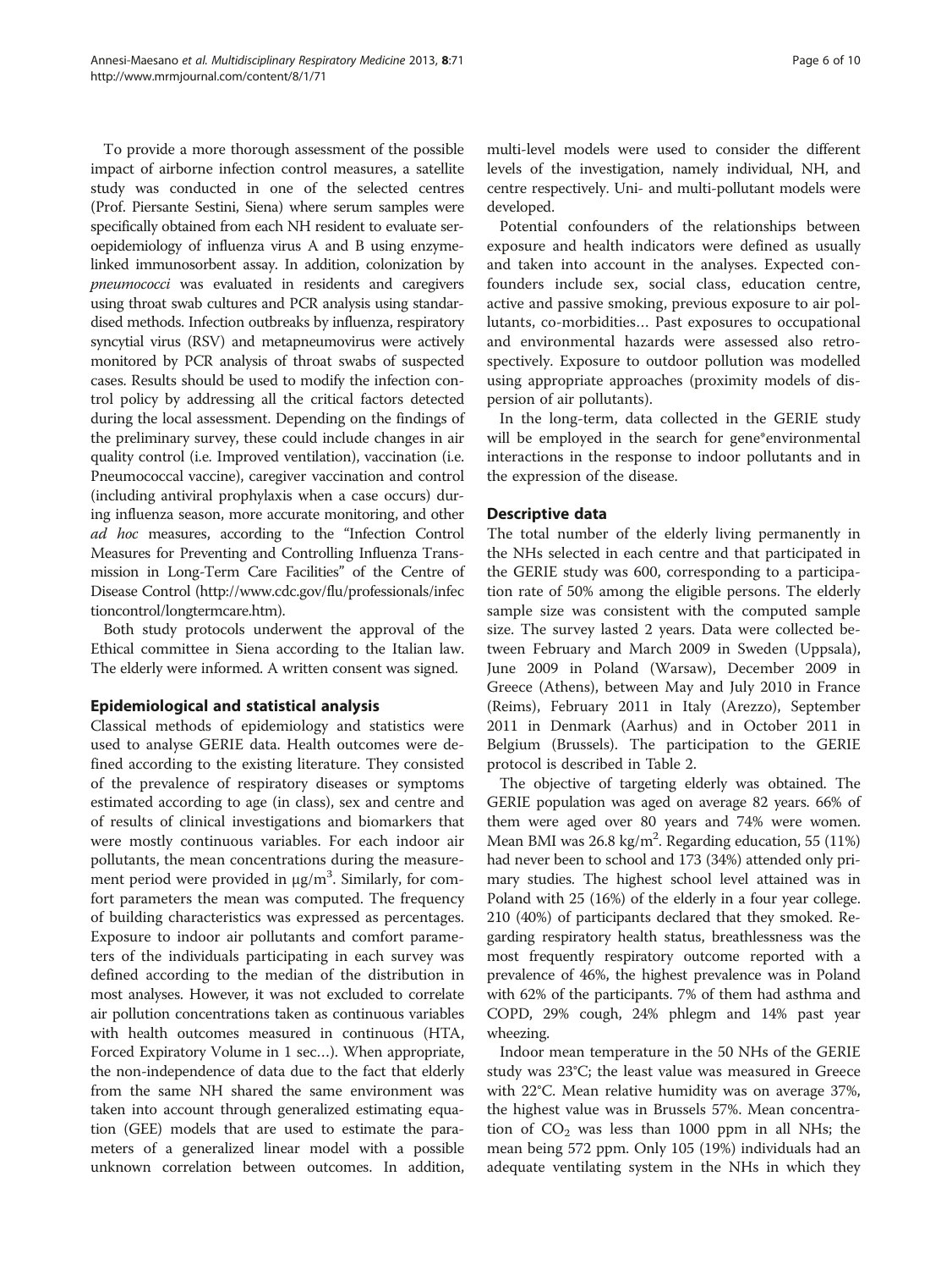To provide a more thorough assessment of the possible impact of airborne infection control measures, a satellite study was conducted in one of the selected centres (Prof. Piersante Sestini, Siena) where serum samples were specifically obtained from each NH resident to evaluate sero-epidemiology of influenza virus A and B using enzyme-linked immunosorbent assay. In addition, colonization by *pneumococci* was evaluated in residents and caregivers using throat swab cultures and PCR analysis using standardised methods. Infection outbreaks by influenza, respiratory syncytial virus (RSV) and metapneumovirus were actively monitored by PCR analysis of throat swabs of suspected cases. Results should be used to modify the infection control policy by addressing all the critical factors detected during the local assessment. Depending on the findings of the preliminary survey, these could include changes in air quality control (i.e. Improved ventilation), vaccination (i.e. Pneumococcal vaccine), caregiver vaccination and control (including antiviral prophylaxis when a case occurs) during influenza season, more accurate monitoring, and other *ad hoc* measures, according to the "Infection Control Measures for Preventing and Controlling Influenza Transmission in Long-Term Care Facilities" of the Centre of Disease Control (http://www.cdc.gov/flu/professionals/infectioncontrol/longtermcare.htm).

Both study protocols underwent the approval of the Ethical committee in Siena according to the Italian law. The elderly were informed. A written consent was signed.

## Epidemiological and statistical analysis

Classical methods of epidemiology and statistics were used to analyse GERIE data. Health outcomes were defined according to the existing literature. They consisted of the prevalence of respiratory diseases or symptoms estimated according to age (in class), sex and centre and of results of clinical investigations and biomarkers that were mostly continuous variables. For each indoor air pollutants, the mean concentrations during the measurement period were provided in μg/m$^3$. Similarly, for comfort parameters the mean was computed. The frequency of building characteristics was expressed as percentages. Exposure to indoor air pollutants and comfort parameters of the individuals participating in each survey was defined according to the median of the distribution in most analyses. However, it was not excluded to correlate air pollution concentrations taken as continuous variables with health outcomes measured in continuous (HTA, Forced Expiratory Volume in 1 sec…). When appropriate, the non-independence of data due to the fact that elderly from the same NH shared the same environment was taken into account through generalized estimating equation (GEE) models that are used to estimate the parameters of a generalized linear model with a possible unknown correlation between outcomes. In addition, multi-level models were used to consider the different levels of the investigation, namely individual, NH, and centre respectively. Uni- and multi-pollutant models were developed.

Potential confounders of the relationships between exposure and health indicators were defined as usually and taken into account in the analyses. Expected confounders include sex, social class, education centre, active and passive smoking, previous exposure to air pollutants, co-morbidities… Past exposures to occupational and environmental hazards were assessed also retrospectively. Exposure to outdoor pollution was modelled using appropriate approaches (proximity models of dispersion of air pollutants).

In the long-term, data collected in the GERIE study will be employed in the search for gene*environmental interactions in the response to indoor pollutants and in the expression of the disease.

## Descriptive data

The total number of the elderly living permanently in the NHs selected in each centre and that participated in the GERIE study was 600, corresponding to a participation rate of 50% among the eligible persons. The elderly sample size was consistent with the computed sample size. The survey lasted 2 years. Data were collected between February and March 2009 in Sweden (Uppsala), June 2009 in Poland (Warsaw), December 2009 in Greece (Athens), between May and July 2010 in France (Reims), February 2011 in Italy (Arezzo), September 2011 in Denmark (Aarhus) and in October 2011 in Belgium (Brussels). The participation to the GERIE protocol is described in Table 2.

The objective of targeting elderly was obtained. The GERIE population was aged on average 82 years. 66% of them were aged over 80 years and 74% were women. Mean BMI was 26.8 kg/m$^2$. Regarding education, 55 (11%) had never been to school and 173 (34%) attended only primary studies. The highest school level attained was in Poland with 25 (16%) of the elderly in a four year college. 210 (40%) of participants declared that they smoked. Regarding respiratory health status, breathlessness was the most frequently respiratory outcome reported with a prevalence of 46%, the highest prevalence was in Poland with 62% of the participants. 7% of them had asthma and COPD, 29% cough, 24% phlegm and 14% past year wheezing.

Indoor mean temperature in the 50 NHs of the GERIE study was 23°C; the least value was measured in Greece with 22°C. Mean relative humidity was on average 37%, the highest value was in Brussels 57%. Mean concentration of $CO_2$ was less than 1000 ppm in all NHs; the mean being 572 ppm. Only 105 (19%) individuals had an adequate ventilating system in the NHs in which they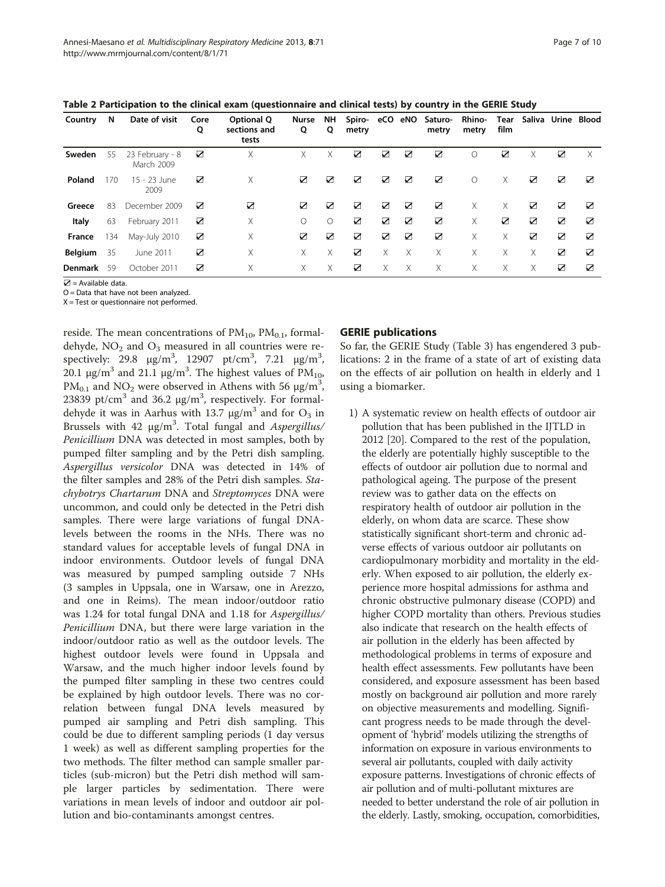**Table 2 Participation to the clinical exam (questionnaire and clinical tests) by country in the GERIE Study**

| Country | N | Date of visit | Core Q | Optional Q sections and tests | Nurse Q | NH Q | Spiro-metry | eCO | eNO | Saturo-metry | Rhino-metry | Tear film | Saliva | Urine | Blood |
|---|---|---|---|---|---|---|---|---|---|---|---|---|---|---|---|
| **Sweden** | 55 | 23 February - 8 March 2009 | ☑ | X | X | X | ☑ | ☑ | ☑ | ☑ | O | ☑ | X | ☑ | X |
| **Poland** | 170 | 15 - 23 June 2009 | ☑ | X | ☑ | ☑ | ☑ | ☑ | ☑ | ☑ | O | X | ☑ | ☑ | ☑ |
| **Greece** | 83 | December 2009 | ☑ | ☑ | ☑ | ☑ | ☑ | ☑ | ☑ | ☑ | X | X | ☑ | ☑ | ☑ |
| **Italy** | 63 | February 2011 | ☑ | X | O | O | ☑ | ☑ | ☑ | ☑ | X | ☑ | ☑ | ☑ | ☑ |
| **France** | 134 | May-July 2010 | ☑ | X | ☑ | ☑ | ☑ | ☑ | ☑ | ☑ | X | X | ☑ | ☑ | ☑ |
| **Belgium** | 35 | June 2011 | ☑ | X | X | X | ☑ | X | X | X | X | X | X | ☑ | ☑ |
| **Denmark** | 59 | October 2011 | ☑ | X | X | X | ☑ | X | X | X | X | X | X | ☑ | ☑ |

☑ = Available data.
O = Data that have not been analyzed.
X = Test or questionnaire not performed.

reside. The mean concentrations of $PM_{10}$, $PM_{0.1}$, formaldehyde, $NO_2$ and $O_3$ measured in all countries were respectively: 29.8 $\mu g/m^3$, 12907 $pt/cm^3$, 7.21 $\mu g/m^3$, 20.1 $\mu g/m^3$ and 21.1 $\mu g/m^3$. The highest values of $PM_{10}$, $PM_{0.1}$ and $NO_2$ were observed in Athens with 56 $\mu g/m^3$, 23839 $pt/cm^3$ and 36.2 $\mu g/m^3$, respectively. For formaldehyde it was in Aarhus with 13.7 $\mu g/m^3$ and for $O_3$ in Brussels with 42 $\mu g/m^3$. Total fungal and *Aspergillus/Penicillium* DNA was detected in most samples, both by pumped filter sampling and by the Petri dish sampling. *Aspergillus versicolor* DNA was detected in 14% of the filter samples and 28% of the Petri dish samples. *Stachybotrys Chartarum* DNA and *Streptomyces* DNA were uncommon, and could only be detected in the Petri dish samples. There were large variations of fungal DNA-levels between the rooms in the NHs. There was no standard values for acceptable levels of fungal DNA in indoor environments. Outdoor levels of fungal DNA was measured by pumped sampling outside 7 NHs (3 samples in Uppsala, one in Warsaw, one in Arezzo, and one in Reims). The mean indoor/outdoor ratio was 1.24 for total fungal DNA and 1.18 for *Aspergillus/Penicillium* DNA, but there were large variation in the indoor/outdoor ratio as well as the outdoor levels. The highest outdoor levels were found in Uppsala and Warsaw, and the much higher indoor levels found by the pumped filter sampling in these two centres could be explained by high outdoor levels. There was no correlation between fungal DNA levels measured by pumped air sampling and Petri dish sampling. This could be due to different sampling periods (1 day versus 1 week) as well as different sampling properties for the two methods. The filter method can sample smaller particles (sub-micron) but the Petri dish method will sample larger particles by sedimentation. There were variations in mean levels of indoor and outdoor air pollution and bio-contaminants amongst centres.

## GERIE publications

So far, the GERIE Study (Table 3) has engendered 3 publications: 2 in the frame of a state of art of existing data on the effects of air pollution on health in elderly and 1 using a biomarker.

1) A systematic review on health effects of outdoor air pollution that has been published in the IJTLD in 2012 [20]. Compared to the rest of the population, the elderly are potentially highly susceptible to the effects of outdoor air pollution due to normal and pathological ageing. The purpose of the present review was to gather data on the effects on respiratory health of outdoor air pollution in the elderly, on whom data are scarce. These show statistically significant short-term and chronic adverse effects of various outdoor air pollutants on cardiopulmonary morbidity and mortality in the elderly. When exposed to air pollution, the elderly experience more hospital admissions for asthma and chronic obstructive pulmonary disease (COPD) and higher COPD mortality than others. Previous studies also indicate that research on the health effects of air pollution in the elderly has been affected by methodological problems in terms of exposure and health effect assessments. Few pollutants have been considered, and exposure assessment has been based mostly on background air pollution and more rarely on objective measurements and modelling. Significant progress needs to be made through the development of 'hybrid' models utilizing the strengths of information on exposure in various environments to several air pollutants, coupled with daily activity exposure patterns. Investigations of chronic effects of air pollution and of multi-pollutant mixtures are needed to better understand the role of air pollution in the elderly. Lastly, smoking, occupation, comorbidities,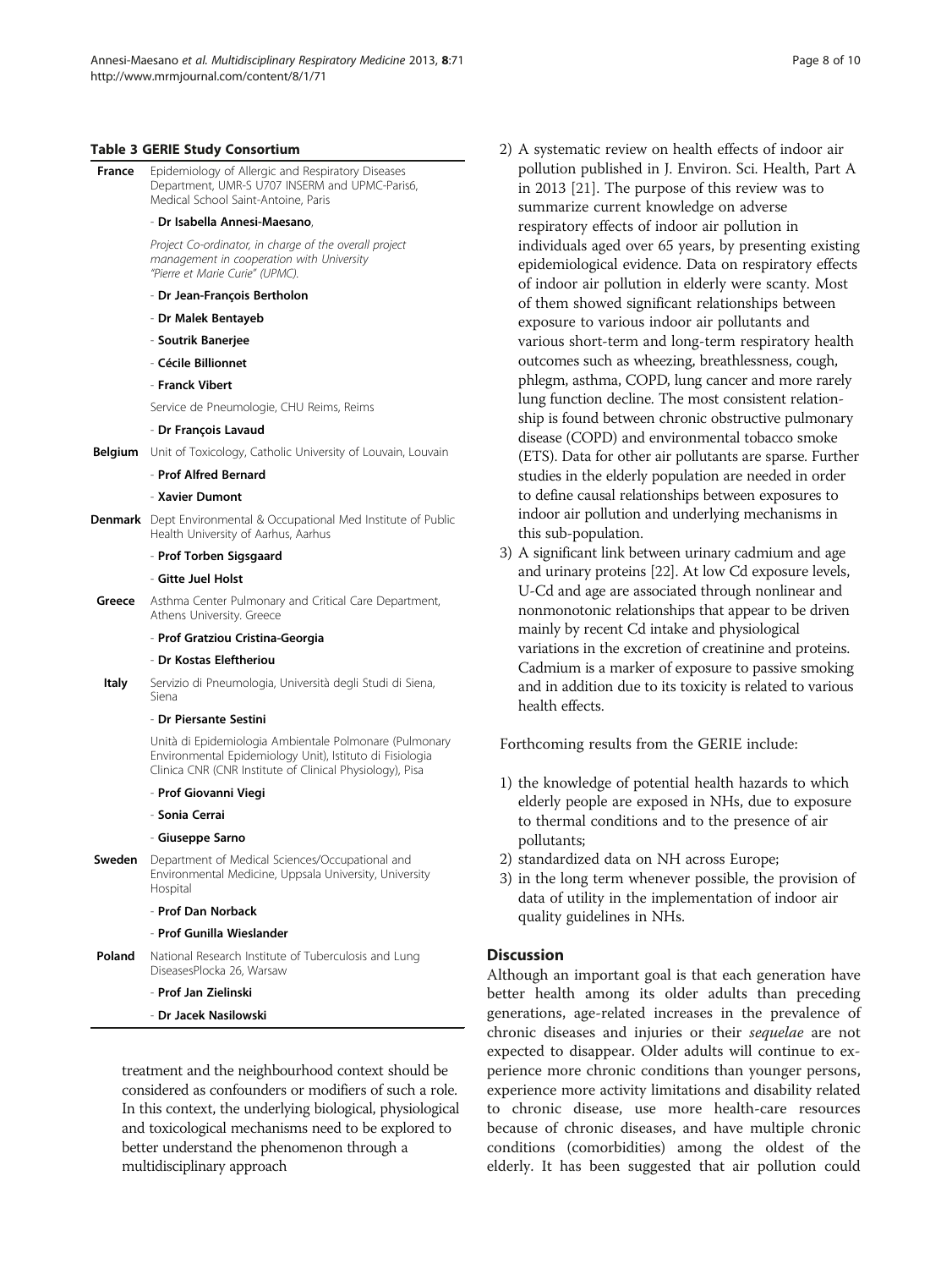**Table 3 GERIE Study Consortium**

| Country | Institution / Members |
|---|---|
| **France** | Epidemiology of Allergic and Respiratory Diseases Department, UMR-S U707 INSERM and UPMC-Paris6, Medical School Saint-Antoine, Paris |
| | - **Dr Isabella Annesi-Maesano**, |
| | *Project Co-ordinator, in charge of the overall project management in cooperation with University "Pierre et Marie Curie" (UPMC).* |
| | - **Dr Jean-François Bertholon** |
| | - **Dr Malek Bentayeb** |
| | - **Soutrik Banerjee** |
| | - **Cécile Billionnet** |
| | - **Franck Vibert** |
| | Service de Pneumologie, CHU Reims, Reims |
| | - **Dr François Lavaud** |
| **Belgium** | Unit of Toxicology, Catholic University of Louvain, Louvain |
| | - **Prof Alfred Bernard** |
| | - **Xavier Dumont** |
| **Denmark** | Dept Environmental & Occupational Med Institute of Public Health University of Aarhus, Aarhus |
| | - **Prof Torben Sigsgaard** |
| | - **Gitte Juel Holst** |
| **Greece** | Asthma Center Pulmonary and Critical Care Department, Athens University. Greece |
| | - **Prof Gratziou Cristina-Georgia** |
| | - **Dr Kostas Eleftheriou** |
| **Italy** | Servizio di Pneumologia, Università degli Studi di Siena, Siena |
| | - **Dr Piersante Sestini** |
| | Unità di Epidemiologia Ambientale Polmonare (Pulmonary Environmental Epidemiology Unit), Istituto di Fisiologia Clinica CNR (CNR Institute of Clinical Physiology), Pisa |
| | - **Prof Giovanni Viegi** |
| | - **Sonia Cerrai** |
| | - **Giuseppe Sarno** |
| **Sweden** | Department of Medical Sciences/Occupational and Environmental Medicine, Uppsala University, University Hospital |
| | - **Prof Dan Norback** |
| | - **Prof Gunilla Wieslander** |
| **Poland** | National Research Institute of Tuberculosis and Lung DiseasesPlocka 26, Warsaw |
| | - **Prof Jan Zielinski** |
| | - **Dr Jacek Nasilowski** |

treatment and the neighbourhood context should be considered as confounders or modifiers of such a role. In this context, the underlying biological, physiological and toxicological mechanisms need to be explored to better understand the phenomenon through a multidisciplinary approach

2) A systematic review on health effects of indoor air pollution published in J. Environ. Sci. Health, Part A in 2013 [21]. The purpose of this review was to summarize current knowledge on adverse respiratory effects of indoor air pollution in individuals aged over 65 years, by presenting existing epidemiological evidence. Data on respiratory effects of indoor air pollution in elderly were scanty. Most of them showed significant relationships between exposure to various indoor air pollutants and various short-term and long-term respiratory health outcomes such as wheezing, breathlessness, cough, phlegm, asthma, COPD, lung cancer and more rarely lung function decline. The most consistent relationship is found between chronic obstructive pulmonary disease (COPD) and environmental tobacco smoke (ETS). Data for other air pollutants are sparse. Further studies in the elderly population are needed in order to define causal relationships between exposures to indoor air pollution and underlying mechanisms in this sub-population.
3) A significant link between urinary cadmium and age and urinary proteins [22]. At low Cd exposure levels, U-Cd and age are associated through nonlinear and nonmonotonic relationships that appear to be driven mainly by recent Cd intake and physiological variations in the excretion of creatinine and proteins. Cadmium is a marker of exposure to passive smoking and in addition due to its toxicity is related to various health effects.

Forthcoming results from the GERIE include:

1) the knowledge of potential health hazards to which elderly people are exposed in NHs, due to exposure to thermal conditions and to the presence of air pollutants;
2) standardized data on NH across Europe;
3) in the long term whenever possible, the provision of data of utility in the implementation of indoor air quality guidelines in NHs.

## Discussion

Although an important goal is that each generation have better health among its older adults than preceding generations, age-related increases in the prevalence of chronic diseases and injuries or their *sequelae* are not expected to disappear. Older adults will continue to experience more chronic conditions than younger persons, experience more activity limitations and disability related to chronic disease, use more health-care resources because of chronic diseases, and have multiple chronic conditions (comorbidities) among the oldest of the elderly. It has been suggested that air pollution could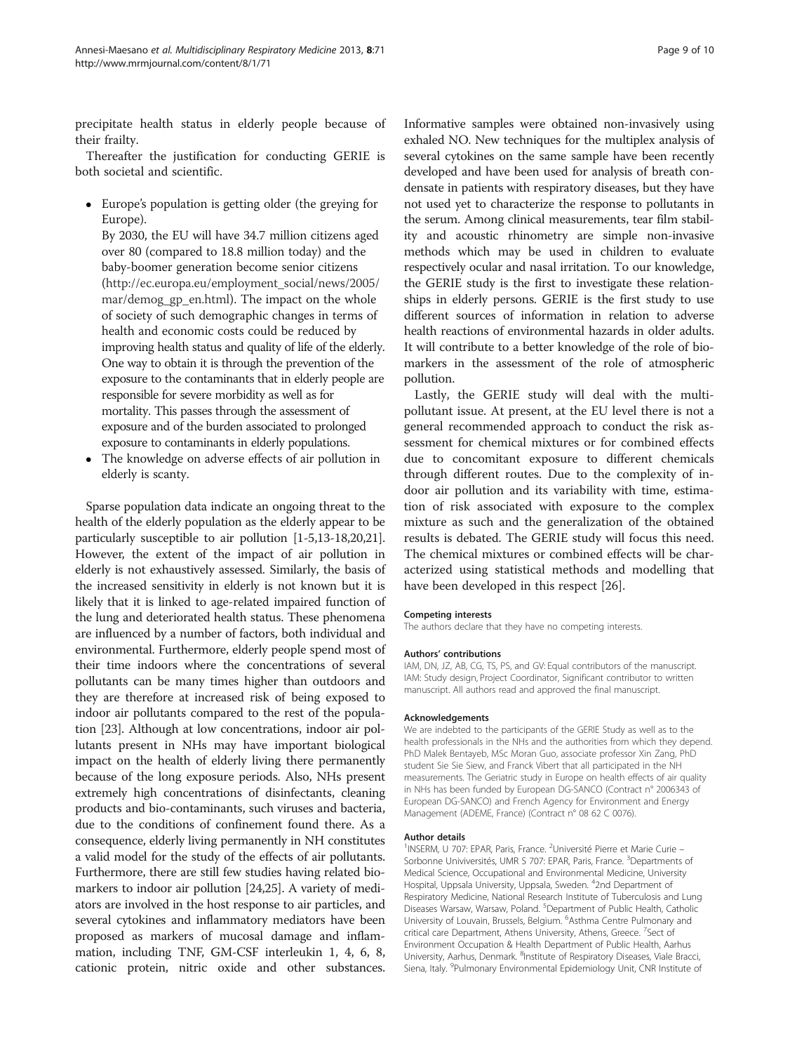precipitate health status in elderly people because of their frailty.

Thereafter the justification for conducting GERIE is both societal and scientific.

- Europe's population is getting older (the greying for Europe).

  By 2030, the EU will have 34.7 million citizens aged over 80 (compared to 18.8 million today) and the baby-boomer generation become senior citizens (http://ec.europa.eu/employment_social/news/2005/mar/demog_gp_en.html). The impact on the whole of society of such demographic changes in terms of health and economic costs could be reduced by improving health status and quality of life of the elderly. One way to obtain it is through the prevention of the exposure to the contaminants that in elderly people are responsible for severe morbidity as well as for mortality. This passes through the assessment of exposure and of the burden associated to prolonged exposure to contaminants in elderly populations.
- The knowledge on adverse effects of air pollution in elderly is scanty.

Sparse population data indicate an ongoing threat to the health of the elderly population as the elderly appear to be particularly susceptible to air pollution [1-5,13-18,20,21]. However, the extent of the impact of air pollution in elderly is not exhaustively assessed. Similarly, the basis of the increased sensitivity in elderly is not known but it is likely that it is linked to age-related impaired function of the lung and deteriorated health status. These phenomena are influenced by a number of factors, both individual and environmental. Furthermore, elderly people spend most of their time indoors where the concentrations of several pollutants can be many times higher than outdoors and they are therefore at increased risk of being exposed to indoor air pollutants compared to the rest of the population [23]. Although at low concentrations, indoor air pollutants present in NHs may have important biological impact on the health of elderly living there permanently because of the long exposure periods. Also, NHs present extremely high concentrations of disinfectants, cleaning products and bio-contaminants, such viruses and bacteria, due to the conditions of confinement found there. As a consequence, elderly living permanently in NH constitutes a valid model for the study of the effects of air pollutants. Furthermore, there are still few studies having related biomarkers to indoor air pollution [24,25]. A variety of mediators are involved in the host response to air particles, and several cytokines and inflammatory mediators have been proposed as markers of mucosal damage and inflammation, including TNF, GM-CSF interleukin 1, 4, 6, 8, cationic protein, nitric oxide and other substances. Informative samples were obtained non-invasively using exhaled NO. New techniques for the multiplex analysis of several cytokines on the same sample have been recently developed and have been used for analysis of breath condensate in patients with respiratory diseases, but they have not used yet to characterize the response to pollutants in the serum. Among clinical measurements, tear film stability and acoustic rhinometry are simple non-invasive methods which may be used in children to evaluate respectively ocular and nasal irritation. To our knowledge, the GERIE study is the first to investigate these relationships in elderly persons. GERIE is the first study to use different sources of information in relation to adverse health reactions of environmental hazards in older adults. It will contribute to a better knowledge of the role of biomarkers in the assessment of the role of atmospheric pollution.

Lastly, the GERIE study will deal with the multi-pollutant issue. At present, at the EU level there is not a general recommended approach to conduct the risk assessment for chemical mixtures or for combined effects due to concomitant exposure to different chemicals through different routes. Due to the complexity of indoor air pollution and its variability with time, estimation of risk associated with exposure to the complex mixture as such and the generalization of the obtained results is debated. The GERIE study will focus this need. The chemical mixtures or combined effects will be characterized using statistical methods and modelling that have been developed in this respect [26].

#### Competing interests
The authors declare that they have no competing interests.

#### Authors' contributions
IAM, DN, JZ, AB, CG, TS, PS, and GV: Equal contributors of the manuscript. IAM: Study design, Project Coordinator, Significant contributor to written manuscript. All authors read and approved the final manuscript.

#### Acknowledgements
We are indebted to the participants of the GERIE Study as well as to the health professionals in the NHs and the authorities from which they depend. PhD Malek Bentayeb, MSc Moran Guo, associate professor Xin Zang, PhD student Sie Sie Siew, and Franck Vibert that all participated in the NH measurements. The Geriatric study in Europe on health effects of air quality in NHs has been funded by European DG-SANCO (Contract n° 2006343 of European DG-SANCO) and French Agency for Environment and Energy Management (ADEME, France) (Contract n° 08 62 C 0076).

#### Author details
[1]INSERM, U 707: EPAR, Paris, France. [2]Université Pierre et Marie Curie – Sorbonne Univiversités, UMR S 707: EPAR, Paris, France. [3]Departments of Medical Science, Occupational and Environmental Medicine, University Hospital, Uppsala University, Uppsala, Sweden. [4]2nd Department of Respiratory Medicine, National Research Institute of Tuberculosis and Lung Diseases Warsaw, Warsaw, Poland. [5]Department of Public Health, Catholic University of Louvain, Brussels, Belgium. [6]Asthma Centre Pulmonary and critical care Department, Athens University, Athens, Greece. [7]Sect of Environment Occupation & Health Department of Public Health, Aarhus University, Aarhus, Denmark. [8]Institute of Respiratory Diseases, Viale Bracci, Siena, Italy. [9]Pulmonary Environmental Epidemiology Unit, CNR Institute of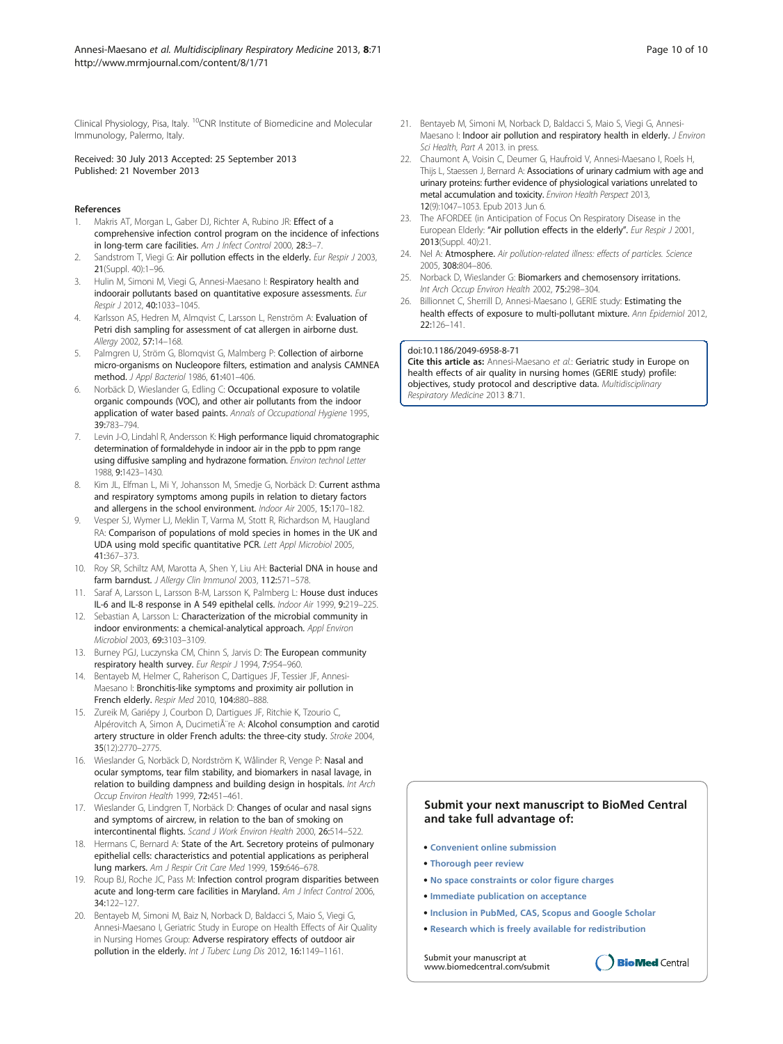Clinical Physiology, Pisa, Italy. [10]CNR Institute of Biomedicine and Molecular Immunology, Palermo, Italy.

Received: 30 July 2013 Accepted: 25 September 2013
Published: 21 November 2013

## References

1. Makris AT, Morgan L, Gaber DJ, Richter A, Rubino JR: **Effect of a comprehensive infection control program on the incidence of infections in long-term care facilities.** *Am J Infect Control* 2000, **28:**3–7.
2. Sandstrom T, Viegi G: **Air pollution effects in the elderly.** *Eur Respir J* 2003, **21**(Suppl. 40):1–96.
3. Hulin M, Simoni M, Viegi G, Annesi-Maesano I: **Respiratory health and indoorair pollutants based on quantitative exposure assessments.** *Eur Respir J* 2012, **40:**1033–1045.
4. Karlsson AS, Hedren M, Almqvist C, Larsson L, Renström A: **Evaluation of Petri dish sampling for assessment of cat allergen in airborne dust.** *Allergy* 2002, **57:**14–168.
5. Palmgren U, Ström G, Blomqvist G, Malmberg P: **Collection of airborne micro-organisms on Nucleopore filters, estimation and analysis CAMNEA method.** *J Appl Bacteriol* 1986, **61:**401–406.
6. Norbäck D, Wieslander G, Edling C: **Occupational exposure to volatile organic compounds (VOC), and other air pollutants from the indoor application of water based paints.** *Annals of Occupational Hygiene* 1995, **39:**783–794.
7. Levin J-O, Lindahl R, Andersson K: **High performance liquid chromatographic determination of formaldehyde in indoor air in the ppb to ppm range using diffusive sampling and hydrazone formation.** *Environ technol Letter* 1988, **9:**1423–1430.
8. Kim JL, Elfman L, Mi Y, Johansson M, Smedje G, Norbäck D: **Current asthma and respiratory symptoms among pupils in relation to dietary factors and allergens in the school environment.** *Indoor Air* 2005, **15:**170–182.
9. Vesper SJ, Wymer LJ, Meklin T, Varma M, Stott R, Richardson M, Haugland RA: **Comparison of populations of mold species in homes in the UK and UDA using mold specific quantitative PCR.** *Lett Appl Microbiol* 2005, **41:**367–373.
10. Roy SR, Schiltz AM, Marotta A, Shen Y, Liu AH: **Bacterial DNA in house and farm barndust.** *J Allergy Clin Immunol* 2003, **112:**571–578.
11. Saraf A, Larsson L, Larsson B-M, Larsson K, Palmberg L: **House dust induces IL-6 and IL-8 response in A 549 epithelal cells.** *Indoor Air* 1999, **9:**219–225.
12. Sebastian A, Larsson L: **Characterization of the microbial community in indoor environments: a chemical-analytical approach.** *Appl Environ Microbiol* 2003, **69:**3103–3109.
13. Burney PGJ, Luczynska CM, Chinn S, Jarvis D: **The European community respiratory health survey.** *Eur Respir J* 1994, **7:**954–960.
14. Bentayeb M, Helmer C, Raherison C, Dartigues JF, Tessier JF, Annesi-Maesano I: **Bronchitis-like symptoms and proximity air pollution in French elderly.** *Respir Med* 2010, **104:**880–888.
15. Zureik M, Gariépy J, Courbon D, Dartigues JF, Ritchie K, Tzourio C, Alpérovitch A, Simon A, DucimetiÃ¨re A: **Alcohol consumption and carotid artery structure in older French adults: the three-city study.** *Stroke* 2004, **35**(12):2770–2775.
16. Wieslander G, Norbäck D, Nordström K, Wålinder R, Venge P: **Nasal and ocular symptoms, tear film stability, and biomarkers in nasal lavage, in relation to building dampness and building design in hospitals.** *Int Arch Occup Environ Health* 1999, **72:**451–461.
17. Wieslander G, Lindgren T, Norbäck D: **Changes of ocular and nasal signs and symptoms of aircrew, in relation to the ban of smoking on intercontinental flights.** *Scand J Work Environ Health* 2000, **26:**514–522.
18. Hermans C, Bernard A: **State of the Art. Secretory proteins of pulmonary epithelial cells: characteristics and potential applications as peripheral lung markers.** *Am J Respir Crit Care Med* 1999, **159:**646–678.
19. Roup BJ, Roche JC, Pass M: **Infection control program disparities between acute and long-term care facilities in Maryland.** *Am J Infect Control* 2006, **34:**122–127.
20. Bentayeb M, Simoni M, Baiz N, Norback D, Baldacci S, Maio S, Viegi G, Annesi-Maesano I, Geriatric Study in Europe on Health Effects of Air Quality in Nursing Homes Group: **Adverse respiratory effects of outdoor air pollution in the elderly.** *Int J Tuberc Lung Dis* 2012, **16:**1149–1161.
21. Bentayeb M, Simoni M, Norback D, Baldacci S, Maio S, Viegi G, Annesi-Maesano I: **Indoor air pollution and respiratory health in elderly.** *J Environ Sci Health, Part A* 2013. in press.
22. Chaumont A, Voisin C, Deumer G, Haufroid V, Annesi-Maesano I, Roels H, Thijs L, Staessen J, Bernard A: **Associations of urinary cadmium with age and urinary proteins: further evidence of physiological variations unrelated to metal accumulation and toxicity.** *Environ Health Perspect* 2013, **12**(9):1047–1053. Epub 2013 Jun 6.
23. The AFORDEE (in Anticipation of Focus On Respiratory Disease in the European Elderly: **"Air pollution effects in the elderly".** *Eur Respir J* 2001, **2013**(Suppl. 40):21.
24. Nel A: **Atmosphere.** *Air pollution-related illness: effects of particles. Science* 2005, **308:**804–806.
25. Norback D, Wieslander G: **Biomarkers and chemosensory irritations.** *Int Arch Occup Environ Health* 2002, **75:**298–304.
26. Billionnet C, Sherrill D, Annesi-Maesano I, GERIE study: **Estimating the health effects of exposure to multi-pollutant mixture.** *Ann Epidemiol* 2012, **22:**126–141.

doi:10.1186/2049-6958-8-71
**Cite this article as:** Annesi-Maesano *et al.*: Geriatric study in Europe on health effects of air quality in nursing homes (GERIE study) profile: objectives, study protocol and descriptive data. *Multidisciplinary Respiratory Medicine* 2013 **8**:71.

**Submit your next manuscript to BioMed Central and take full advantage of:**

- **Convenient online submission**
- **Thorough peer review**
- **No space constraints or color figure charges**
- **Immediate publication on acceptance**
- **Inclusion in PubMed, CAS, Scopus and Google Scholar**
- **Research which is freely available for redistribution**

Submit your manuscript at www.biomedcentral.com/submit

BioMed Central